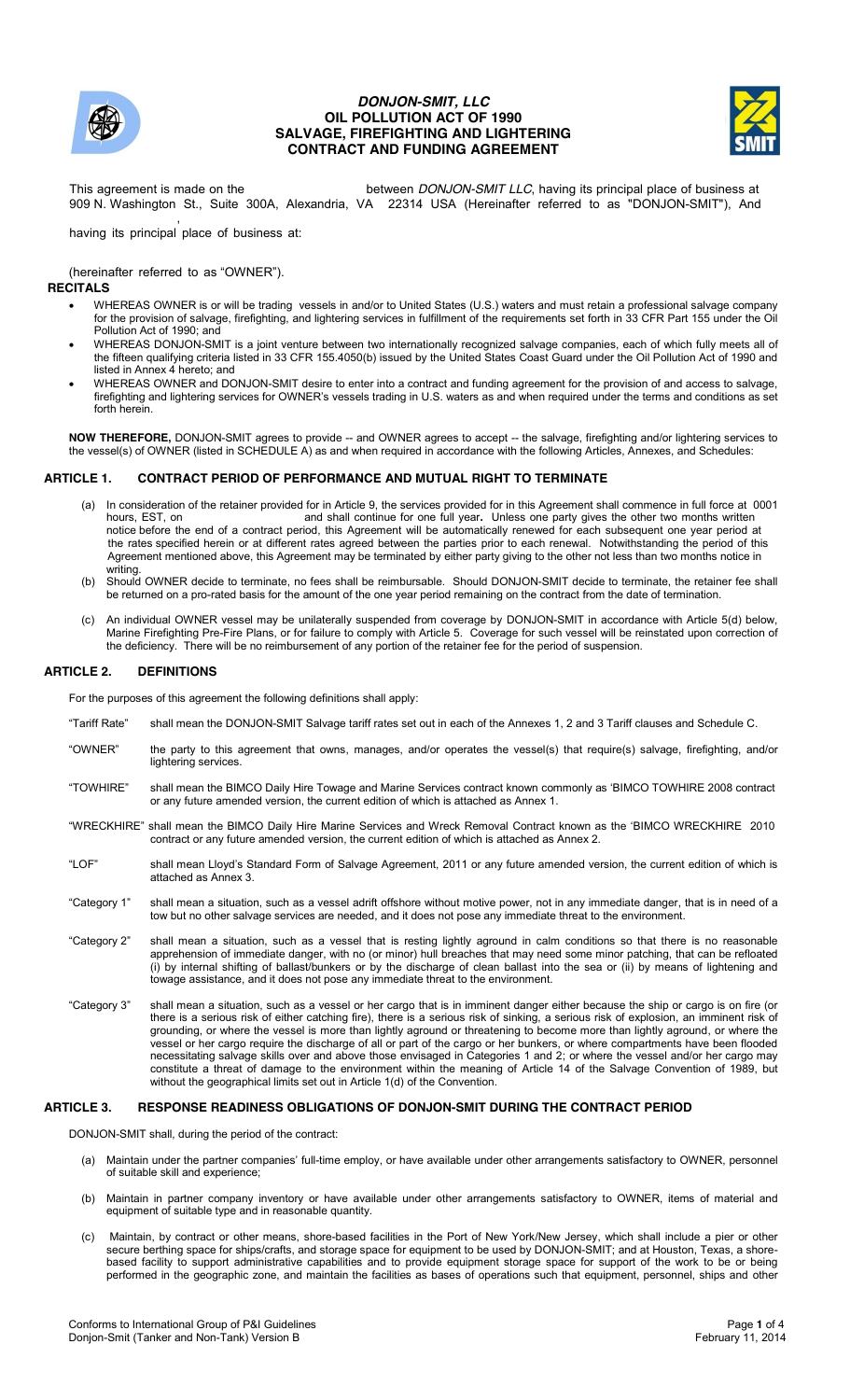# *DONJON-SMIT, LLC*
## OIL POLLUTION ACT OF 1990
## SALVAGE, FIREFIGHTING AND LIGHTERING CONTRACT AND FUNDING AGREEMENT

This agreement is made on the between *DONJON-SMIT LLC*, having its principal place of business at 909 N. Washington St., Suite 300A, Alexandria, VA 22314 USA (Hereinafter referred to as "DONJON-SMIT"), And

having its principal place of business at:

(hereinafter referred to as "OWNER").

**RECITALS**

- WHEREAS OWNER is or will be trading vessels in and/or to United States (U.S.) waters and must retain a professional salvage company for the provision of salvage, firefighting, and lightering services in fulfillment of the requirements set forth in 33 CFR Part 155 under the Oil Pollution Act of 1990; and
- WHEREAS DONJON-SMIT is a joint venture between two internationally recognized salvage companies, each of which fully meets all of the fifteen qualifying criteria listed in 33 CFR 155.4050(b) issued by the United States Coast Guard under the Oil Pollution Act of 1990 and listed in Annex 4 hereto; and
- WHEREAS OWNER and DONJON-SMIT desire to enter into a contract and funding agreement for the provision of and access to salvage, firefighting and lightering services for OWNER's vessels trading in U.S. waters as and when required under the terms and conditions as set forth herein.

**NOW THEREFORE,** DONJON-SMIT agrees to provide -- and OWNER agrees to accept -- the salvage, firefighting and/or lightering services to the vessel(s) of OWNER (listed in SCHEDULE A) as and when required in accordance with the following Articles, Annexes, and Schedules:

### ARTICLE 1. CONTRACT PERIOD OF PERFORMANCE AND MUTUAL RIGHT TO TERMINATE

(a) In consideration of the retainer provided for in Article 9, the services provided for in this Agreement shall commence in full force at 0001 hours, EST, on and shall continue for one full year**.** Unless one party gives the other two months written notice before the end of a contract period, this Agreement will be automatically renewed for each subsequent one year period at the rates specified herein or at different rates agreed between the parties prior to each renewal. Notwithstanding the period of this Agreement mentioned above, this Agreement may be terminated by either party giving to the other not less than two months notice in writing.

(b) Should OWNER decide to terminate, no fees shall be reimbursable. Should DONJON-SMIT decide to terminate, the retainer fee shall be returned on a pro-rated basis for the amount of the one year period remaining on the contract from the date of termination.

(c) An individual OWNER vessel may be unilaterally suspended from coverage by DONJON-SMIT in accordance with Article 5(d) below, Marine Firefighting Pre-Fire Plans, or for failure to comply with Article 5. Coverage for such vessel will be reinstated upon correction of the deficiency. There will be no reimbursement of any portion of the retainer fee for the period of suspension.

### ARTICLE 2. DEFINITIONS

For the purposes of this agreement the following definitions shall apply:

"Tariff Rate" shall mean the DONJON-SMIT Salvage tariff rates set out in each of the Annexes 1, 2 and 3 Tariff clauses and Schedule C.

"OWNER" the party to this agreement that owns, manages, and/or operates the vessel(s) that require(s) salvage, firefighting, and/or lightering services.

"TOWHIRE" shall mean the BIMCO Daily Hire Towage and Marine Services contract known commonly as 'BIMCO TOWHIRE 2008 contract or any future amended version, the current edition of which is attached as Annex 1.

"WRECKHIRE" shall mean the BIMCO Daily Hire Marine Services and Wreck Removal Contract known as the 'BIMCO WRECKHIRE 2010 contract or any future amended version, the current edition of which is attached as Annex 2.

"LOF" shall mean Lloyd's Standard Form of Salvage Agreement, 2011 or any future amended version, the current edition of which is attached as Annex 3.

"Category 1" shall mean a situation, such as a vessel adrift offshore without motive power, not in any immediate danger, that is in need of a tow but no other salvage services are needed, and it does not pose any immediate threat to the environment.

"Category 2" shall mean a situation, such as a vessel that is resting lightly aground in calm conditions so that there is no reasonable apprehension of immediate danger, with no (or minor) hull breaches that may need some minor patching, that can be refloated (i) by internal shifting of ballast/bunkers or by the discharge of clean ballast into the sea or (ii) by means of lightening and towage assistance, and it does not pose any immediate threat to the environment.

"Category 3" shall mean a situation, such as a vessel or her cargo that is in imminent danger either because the ship or cargo is on fire (or there is a serious risk of either catching fire), there is a serious risk of sinking, a serious risk of explosion, an imminent risk of grounding, or where the vessel is more than lightly aground or threatening to become more than lightly aground, or where the vessel or her cargo require the discharge of all or part of the cargo or her bunkers, or where compartments have been flooded necessitating salvage skills over and above those envisaged in Categories 1 and 2; or where the vessel and/or her cargo may constitute a threat of damage to the environment within the meaning of Article 14 of the Salvage Convention of 1989, but without the geographical limits set out in Article 1(d) of the Convention.

### ARTICLE 3. RESPONSE READINESS OBLIGATIONS OF DONJON-SMIT DURING THE CONTRACT PERIOD

DONJON-SMIT shall, during the period of the contract:

(a) Maintain under the partner companies' full-time employ, or have available under other arrangements satisfactory to OWNER, personnel of suitable skill and experience;

(b) Maintain in partner company inventory or have available under other arrangements satisfactory to OWNER, items of material and equipment of suitable type and in reasonable quantity.

(c) Maintain, by contract or other means, shore-based facilities in the Port of New York/New Jersey, which shall include a pier or other secure berthing space for ships/crafts, and storage space for equipment to be used by DONJON-SMIT; and at Houston, Texas, a shore-based facility to support administrative capabilities and to provide equipment storage space for support of the work to be or being performed in the geographic zone, and maintain the facilities as bases of operations such that equipment, personnel, ships and other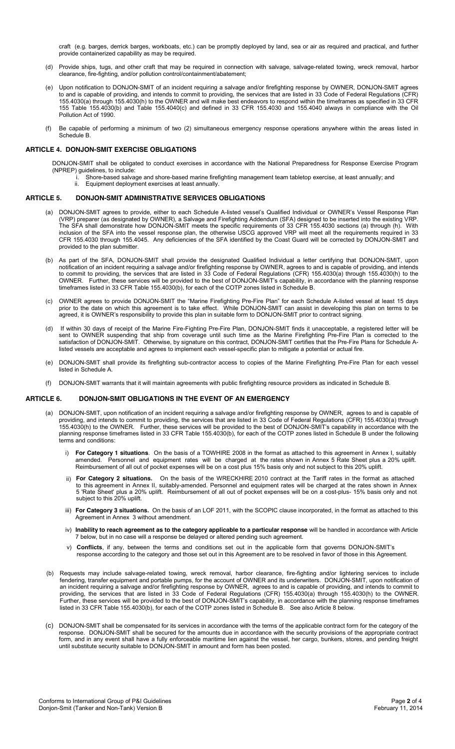craft (e.g. barges, derrick barges, workboats, etc.) can be promptly deployed by land, sea or air as required and practical, and further provide containerized capability as may be required.

(d) Provide ships, tugs, and other craft that may be required in connection with salvage, salvage-related towing, wreck removal, harbor clearance, fire-fighting, and/or pollution control/containment/abatement;

(e) Upon notification to DONJON-SMIT of an incident requiring a salvage and/or firefighting response by OWNER, DONJON-SMIT agrees to and is capable of providing, and intends to commit to providing, the services that are listed in 33 Code of Federal Regulations (CFR) 155.4030(a) through 155.4030(h) to the OWNER and will make best endeavors to respond within the timeframes as specified in 33 CFR 155 Table 155.4030(b) and Table 155.4040(c) and defined in 33 CFR 155.4030 and 155.4040 always in compliance with the Oil Pollution Act of 1990.

(f) Be capable of performing a minimum of two (2) simultaneous emergency response operations anywhere within the areas listed in Schedule B.

## ARTICLE 4. DONJON-SMIT EXERCISE OBLIGATIONS

DONJON-SMIT shall be obligated to conduct exercises in accordance with the National Preparedness for Response Exercise Program (NPREP) guidelines, to include:

i. Shore-based salvage and shore-based marine firefighting management team tabletop exercise, at least annually; and
ii. Equipment deployment exercises at least annually.

## ARTICLE 5. DONJON-SMIT ADMINISTRATIVE SERVICES OBLIGATIONS

(a) DONJON-SMIT agrees to provide, either to each Schedule A-listed vessel's Qualified Individual or OWNER's Vessel Response Plan (VRP) preparer (as designated by OWNER), a Salvage and Firefighting Addendum (SFA) designed to be inserted into the existing VRP. The SFA shall demonstrate how DONJON-SMIT meets the specific requirements of 33 CFR 155.4030 sections (a) through (h). With inclusion of the SFA into the vessel response plan, the otherwise USCG approved VRP will meet all the requirements required in 33 CFR 155.4030 through 155.4045. Any deficiencies of the SFA identified by the Coast Guard will be corrected by DONJON-SMIT and provided to the plan submitter.

(b) As part of the SFA, DONJON-SMIT shall provide the designated Qualified Individual a letter certifying that DONJON-SMIT, upon notification of an incident requiring a salvage and/or firefighting response by OWNER, agrees to and is capable of providing, and intends to commit to providing, the services that are listed in 33 Code of Federal Regulations (CFR) 155.4030(a) through 155.4030(h) to the OWNER. Further, these services will be provided to the best of DONJON-SMIT's capability, in accordance with the planning response timeframes listed in 33 CFR Table 155.4030(b), for each of the COTP zones listed in Schedule B.

(c) OWNER agrees to provide DONJON-SMIT the "Marine Firefighting Pre-Fire Plan" for each Schedule A-listed vessel at least 15 days prior to the date on which this agreement is to take effect. While DONJON-SMIT can assist in developing this plan on terms to be agreed, it is OWNER's responsibility to provide this plan in suitable form to DONJON-SMIT prior to contract signing.

(d) If within 30 days of receipt of the Marine Fire-Fighting Pre-Fire Plan, DONJON-SMIT finds it unacceptable, a registered letter will be sent to OWNER suspending that ship from coverage until such time as the Marine Firefighting Pre-Fire Plan is corrected to the satisfaction of DONJON-SMIT. Otherwise, by signature on this contract, DONJON-SMIT certifies that the Pre-Fire Plans for Schedule A-listed vessels are acceptable and agrees to implement each vessel-specific plan to mitigate a potential or actual fire.

(e) DONJON-SMIT shall provide its firefighting sub-contractor access to copies of the Marine Firefighting Pre-Fire Plan for each vessel listed in Schedule A.

(f) DONJON-SMIT warrants that it will maintain agreements with public firefighting resource providers as indicated in Schedule B.

## ARTICLE 6. DONJON-SMIT OBLIGATIONS IN THE EVENT OF AN EMERGENCY

(a) DONJON-SMIT, upon notification of an incident requiring a salvage and/or firefighting response by OWNER, agrees to and is capable of providing, and intends to commit to providing, the services that are listed in 33 Code of Federal Regulations (CFR) 155.4030(a) through 155.4030(h) to the OWNER. Further, these services will be provided to the best of DONJON-SMIT's capability in accordance with the planning response timeframes listed in 33 CFR Table 155.4030(b), for each of the COTP zones listed in Schedule B under the following terms and conditions:

   i) **For Category 1 situations**. On the basis of a TOWHIRE 2008 in the format as attached to this agreement in Annex I, suitably amended. Personnel and equipment rates will be charged at the rates shown in Annex 5 Rate Sheet plus a 20% uplift. Reimbursement of all out of pocket expenses will be on a cost plus 15% basis only and not subject to this 20% uplift.

   ii) **For Category 2 situations.** On the basis of the WRECKHIRE 2010 contract at the Tariff rates in the format as attached to this agreement in Annex II, suitably-amended. Personnel and equipment rates will be charged at the rates shown in Annex 5 'Rate Sheet' plus a 20% uplift. Reimbursement of all out of pocket expenses will be on a cost-plus- 15% basis only and not subject to this 20% uplift.

   iii) **For Category 3 situations.** On the basis of an LOF 2011, with the SCOPIC clause incorporated, in the format as attached to this Agreement in Annex 3 without amendment.

   iv) **Inability to reach agreement as to the category applicable to a particular response** will be handled in accordance with Article 7 below, but in no case will a response be delayed or altered pending such agreement.

   v) **Conflicts**, if any, between the terms and conditions set out in the applicable form that governs DONJON-SMIT's response according to the category and those set out in this Agreement are to be resolved in favor of those in this Agreement.

(b) Requests may include salvage-related towing, wreck removal, harbor clearance, fire-fighting and/or lightering services to include fendering, transfer equipment and portable pumps, for the account of OWNER and its underwriters. DONJON-SMIT, upon notification of an incident requiring a salvage and/or firefighting response by OWNER, agrees to and is capable of providing, and intends to commit to providing, the services that are listed in 33 Code of Federal Regulations (CFR) 155.4030(a) through 155.4030(h) to the OWNER. Further, these services will be provided to the best of DONJON-SMIT's capability, in accordance with the planning response timeframes listed in 33 CFR Table 155.4030(b), for each of the COTP zones listed in Schedule B. See also Article 8 below.

(c) DONJON-SMIT shall be compensated for its services in accordance with the terms of the applicable contract form for the category of the response. DONJON-SMIT shall be secured for the amounts due in accordance with the security provisions of the appropriate contract form, and in any event shall have a fully enforceable maritime lien against the vessel, her cargo, bunkers, stores, and pending freight until substitute security suitable to DONJON-SMIT in amount and form has been posted.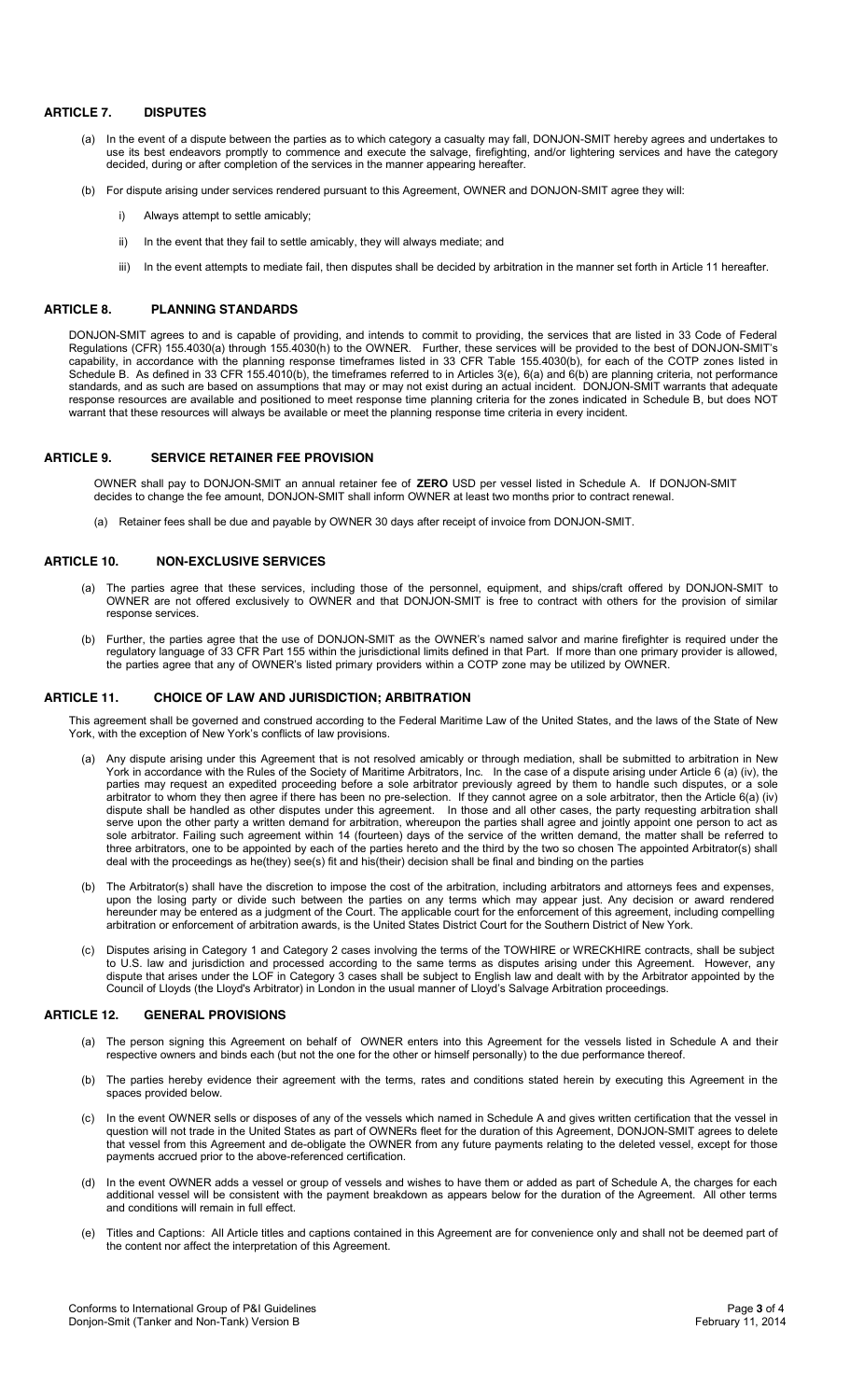## ARTICLE 7. DISPUTES

(a) In the event of a dispute between the parties as to which category a casualty may fall, DONJON-SMIT hereby agrees and undertakes to use its best endeavors promptly to commence and execute the salvage, firefighting, and/or lightering services and have the category decided, during or after completion of the services in the manner appearing hereafter.

(b) For dispute arising under services rendered pursuant to this Agreement, OWNER and DONJON-SMIT agree they will:

i) Always attempt to settle amicably;

ii) In the event that they fail to settle amicably, they will always mediate; and

iii) In the event attempts to mediate fail, then disputes shall be decided by arbitration in the manner set forth in Article 11 hereafter.

## ARTICLE 8. PLANNING STANDARDS

DONJON-SMIT agrees to and is capable of providing, and intends to commit to providing, the services that are listed in 33 Code of Federal Regulations (CFR) 155.4030(a) through 155.4030(h) to the OWNER. Further, these services will be provided to the best of DONJON-SMIT's capability, in accordance with the planning response timeframes listed in 33 CFR Table 155.4030(b), for each of the COTP zones listed in Schedule B. As defined in 33 CFR 155.4010(b), the timeframes referred to in Articles 3(e), 6(a) and 6(b) are planning criteria, not performance standards, and as such are based on assumptions that may or may not exist during an actual incident. DONJON-SMIT warrants that adequate response resources are available and positioned to meet response time planning criteria for the zones indicated in Schedule B, but does NOT warrant that these resources will always be available or meet the planning response time criteria in every incident.

## ARTICLE 9. SERVICE RETAINER FEE PROVISION

OWNER shall pay to DONJON-SMIT an annual retainer fee of **ZERO** USD per vessel listed in Schedule A. If DONJON-SMIT decides to change the fee amount, DONJON-SMIT shall inform OWNER at least two months prior to contract renewal.

(a) Retainer fees shall be due and payable by OWNER 30 days after receipt of invoice from DONJON-SMIT.

## ARTICLE 10. NON-EXCLUSIVE SERVICES

(a) The parties agree that these services, including those of the personnel, equipment, and ships/craft offered by DONJON-SMIT to OWNER are not offered exclusively to OWNER and that DONJON-SMIT is free to contract with others for the provision of similar response services.

(b) Further, the parties agree that the use of DONJON-SMIT as the OWNER's named salvor and marine firefighter is required under the regulatory language of 33 CFR Part 155 within the jurisdictional limits defined in that Part. If more than one primary provider is allowed, the parties agree that any of OWNER's listed primary providers within a COTP zone may be utilized by OWNER.

## ARTICLE 11. CHOICE OF LAW AND JURISDICTION; ARBITRATION

This agreement shall be governed and construed according to the Federal Maritime Law of the United States, and the laws of the State of New York, with the exception of New York's conflicts of law provisions.

(a) Any dispute arising under this Agreement that is not resolved amicably or through mediation, shall be submitted to arbitration in New York in accordance with the Rules of the Society of Maritime Arbitrators, Inc. In the case of a dispute arising under Article 6 (a) (iv), the parties may request an expedited proceeding before a sole arbitrator previously agreed by them to handle such disputes, or a sole arbitrator to whom they then agree if there has been no pre-selection. If they cannot agree on a sole arbitrator, then the Article 6(a) (iv) dispute shall be handled as other disputes under this agreement. In those and all other cases, the party requesting arbitration shall serve upon the other party a written demand for arbitration, whereupon the parties shall agree and jointly appoint one person to act as sole arbitrator. Failing such agreement within 14 (fourteen) days of the service of the written demand, the matter shall be referred to three arbitrators, one to be appointed by each of the parties hereto and the third by the two so chosen The appointed Arbitrator(s) shall deal with the proceedings as he(they) see(s) fit and his(their) decision shall be final and binding on the parties

(b) The Arbitrator(s) shall have the discretion to impose the cost of the arbitration, including arbitrators and attorneys fees and expenses, upon the losing party or divide such between the parties on any terms which may appear just. Any decision or award rendered hereunder may be entered as a judgment of the Court. The applicable court for the enforcement of this agreement, including compelling arbitration or enforcement of arbitration awards, is the United States District Court for the Southern District of New York.

(c) Disputes arising in Category 1 and Category 2 cases involving the terms of the TOWHIRE or WRECKHIRE contracts, shall be subject to U.S. law and jurisdiction and processed according to the same terms as disputes arising under this Agreement. However, any dispute that arises under the LOF in Category 3 cases shall be subject to English law and dealt with by the Arbitrator appointed by the Council of Lloyds (the Lloyd's Arbitrator) in London in the usual manner of Lloyd's Salvage Arbitration proceedings.

## ARTICLE 12. GENERAL PROVISIONS

(a) The person signing this Agreement on behalf of OWNER enters into this Agreement for the vessels listed in Schedule A and their respective owners and binds each (but not the one for the other or himself personally) to the due performance thereof.

(b) The parties hereby evidence their agreement with the terms, rates and conditions stated herein by executing this Agreement in the spaces provided below.

(c) In the event OWNER sells or disposes of any of the vessels which named in Schedule A and gives written certification that the vessel in question will not trade in the United States as part of OWNERs fleet for the duration of this Agreement, DONJON-SMIT agrees to delete that vessel from this Agreement and de-obligate the OWNER from any future payments relating to the deleted vessel, except for those payments accrued prior to the above-referenced certification.

(d) In the event OWNER adds a vessel or group of vessels and wishes to have them or added as part of Schedule A, the charges for each additional vessel will be consistent with the payment breakdown as appears below for the duration of the Agreement. All other terms and conditions will remain in full effect.

(e) Titles and Captions: All Article titles and captions contained in this Agreement are for convenience only and shall not be deemed part of the content nor affect the interpretation of this Agreement.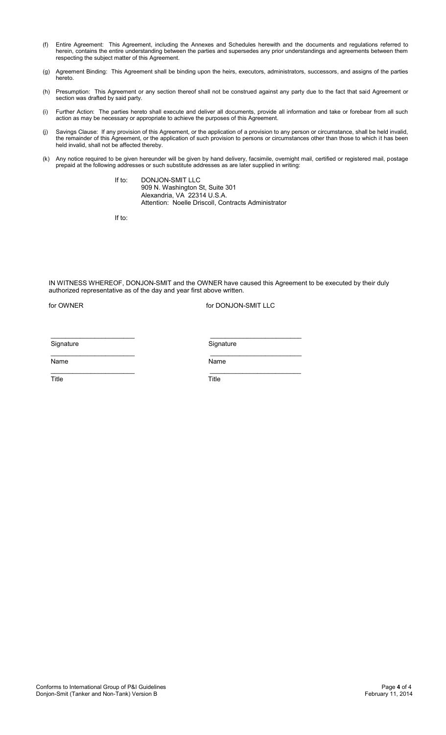(f) Entire Agreement: This Agreement, including the Annexes and Schedules herewith and the documents and regulations referred to herein, contains the entire understanding between the parties and supersedes any prior understandings and agreements between them respecting the subject matter of this Agreement.

(g) Agreement Binding: This Agreement shall be binding upon the heirs, executors, administrators, successors, and assigns of the parties hereto.

(h) Presumption: This Agreement or any section thereof shall not be construed against any party due to the fact that said Agreement or section was drafted by said party.

(i) Further Action: The parties hereto shall execute and deliver all documents, provide all information and take or forebear from all such action as may be necessary or appropriate to achieve the purposes of this Agreement.

(j) Savings Clause: If any provision of this Agreement, or the application of a provision to any person or circumstance, shall be held invalid, the remainder of this Agreement, or the application of such provision to persons or circumstances other than those to which it has been held invalid, shall not be affected thereby.

(k) Any notice required to be given hereunder will be given by hand delivery, facsimile, overnight mail, certified or registered mail, postage prepaid at the following addresses or such substitute addresses as are later supplied in writing:

If to: DONJON-SMIT LLC
909 N. Washington St, Suite 301
Alexandria, VA 22314 U.S.A.
Attention: Noelle Driscoll, Contracts Administrator

If to:

IN WITNESS WHEREOF, DONJON-SMIT and the OWNER have caused this Agreement to be executed by their duly authorized representative as of the day and year first above written.

| for OWNER | for DONJON-SMIT LLC |
|---|---|
| \_\_\_\_\_\_\_\_\_\_\_\_\_\_\_\_\_\_\_\_\_\_ | \_\_\_\_\_\_\_\_\_\_\_\_\_\_\_\_\_\_\_\_\_\_ |
| Signature | Signature |
| \_\_\_\_\_\_\_\_\_\_\_\_\_\_\_\_\_\_\_\_\_\_ | \_\_\_\_\_\_\_\_\_\_\_\_\_\_\_\_\_\_\_\_\_\_ |
| Name | Name |
| \_\_\_\_\_\_\_\_\_\_\_\_\_\_\_\_\_\_\_\_\_\_ | \_\_\_\_\_\_\_\_\_\_\_\_\_\_\_\_\_\_\_\_\_\_ |
| Title | Title |